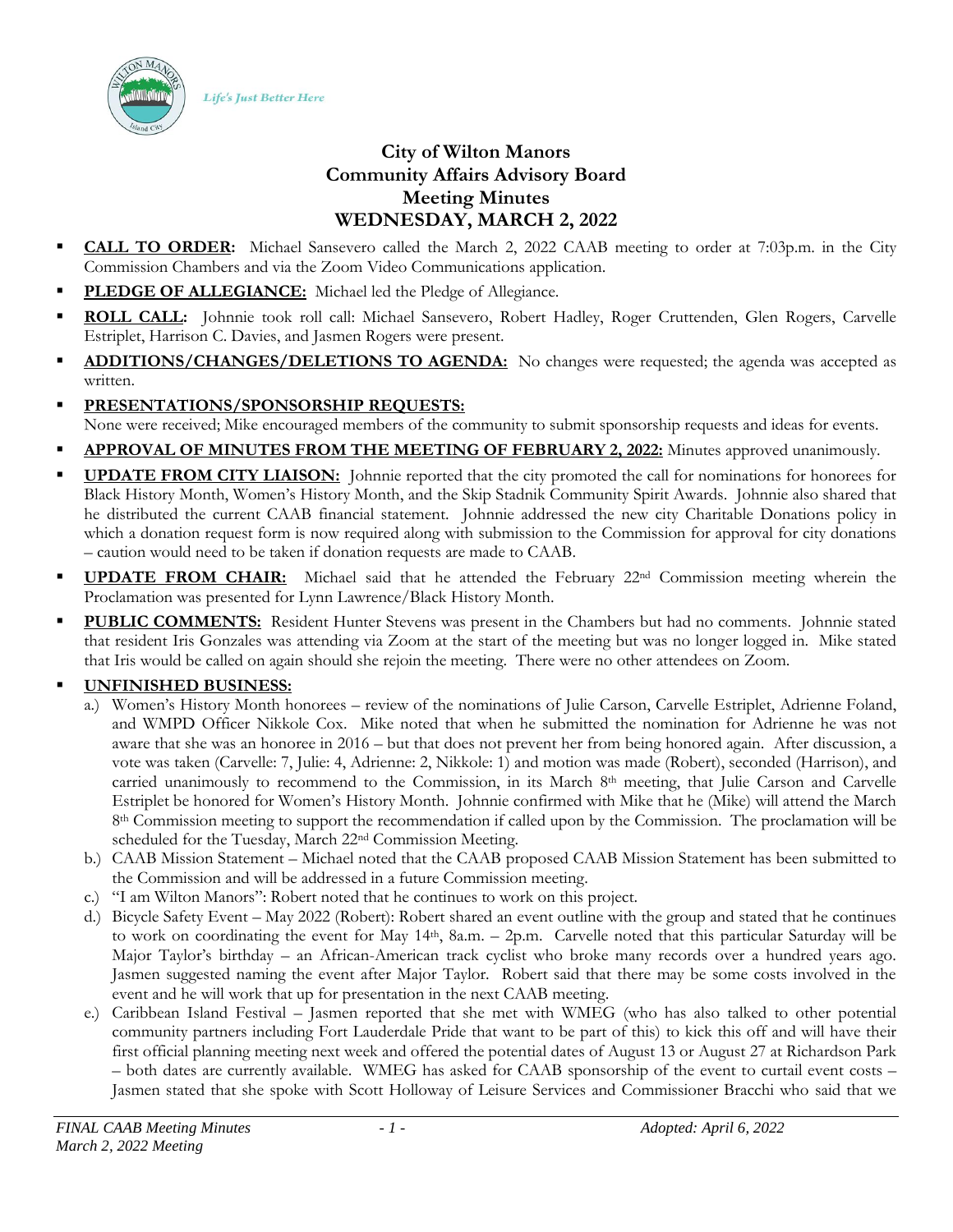Life's Just Better Here

# City of Wilton Manors
# Community Affairs Advisory Board
# Meeting Minutes
# WEDNESDAY, MARCH 2, 2022

- **CALL TO ORDER:** Michael Sansevero called the March 2, 2022 CAAB meeting to order at 7:03p.m. in the City Commission Chambers and via the Zoom Video Communications application.
- **PLEDGE OF ALLEGIANCE:** Michael led the Pledge of Allegiance.
- **ROLL CALL:** Johnnie took roll call: Michael Sansevero, Robert Hadley, Roger Cruttenden, Glen Rogers, Carvelle Estriplet, Harrison C. Davies, and Jasmen Rogers were present.
- **ADDITIONS/CHANGES/DELETIONS TO AGENDA:** No changes were requested; the agenda was accepted as written.
- **PRESENTATIONS/SPONSORSHIP REQUESTS:** None were received; Mike encouraged members of the community to submit sponsorship requests and ideas for events.
- **APPROVAL OF MINUTES FROM THE MEETING OF FEBRUARY 2, 2022:** Minutes approved unanimously.
- **UPDATE FROM CITY LIAISON:** Johnnie reported that the city promoted the call for nominations for honorees for Black History Month, Women's History Month, and the Skip Stadnik Community Spirit Awards. Johnnie also shared that he distributed the current CAAB financial statement. Johnnie addressed the new city Charitable Donations policy in which a donation request form is now required along with submission to the Commission for approval for city donations – caution would need to be taken if donation requests are made to CAAB.
- **UPDATE FROM CHAIR:** Michael said that he attended the February 22nd Commission meeting wherein the Proclamation was presented for Lynn Lawrence/Black History Month.
- **PUBLIC COMMENTS:** Resident Hunter Stevens was present in the Chambers but had no comments. Johnnie stated that resident Iris Gonzales was attending via Zoom at the start of the meeting but was no longer logged in. Mike stated that Iris would be called on again should she rejoin the meeting. There were no other attendees on Zoom.
- **UNFINISHED BUSINESS:**
  a.) Women's History Month honorees – review of the nominations of Julie Carson, Carvelle Estriplet, Adrienne Foland, and WMPD Officer Nikkole Cox. Mike noted that when he submitted the nomination for Adrienne he was not aware that she was an honoree in 2016 – but that does not prevent her from being honored again. After discussion, a vote was taken (Carvelle: 7, Julie: 4, Adrienne: 2, Nikkole: 1) and motion was made (Robert), seconded (Harrison), and carried unanimously to recommend to the Commission, in its March 8th meeting, that Julie Carson and Carvelle Estriplet be honored for Women's History Month. Johnnie confirmed with Mike that he (Mike) will attend the March 8th Commission meeting to support the recommendation if called upon by the Commission. The proclamation will be scheduled for the Tuesday, March 22nd Commission Meeting.
  b.) CAAB Mission Statement – Michael noted that the CAAB proposed CAAB Mission Statement has been submitted to the Commission and will be addressed in a future Commission meeting.
  c.) "I am Wilton Manors": Robert noted that he continues to work on this project.
  d.) Bicycle Safety Event – May 2022 (Robert): Robert shared an event outline with the group and stated that he continues to work on coordinating the event for May 14th, 8a.m. – 2p.m. Carvelle noted that this particular Saturday will be Major Taylor's birthday – an African-American track cyclist who broke many records over a hundred years ago. Jasmen suggested naming the event after Major Taylor. Robert said that there may be some costs involved in the event and he will work that up for presentation in the next CAAB meeting.
  e.) Caribbean Island Festival – Jasmen reported that she met with WMEG (who has also talked to other potential community partners including Fort Lauderdale Pride that want to be part of this) to kick this off and will have their first official planning meeting next week and offered the potential dates of August 13 or August 27 at Richardson Park – both dates are currently available. WMEG has asked for CAAB sponsorship of the event to curtail event costs – Jasmen stated that she spoke with Scott Holloway of Leisure Services and Commissioner Bracchi who said that we

*FINAL CAAB Meeting Minutes*
*March 2, 2022 Meeting*
*Adopted: April 6, 2022*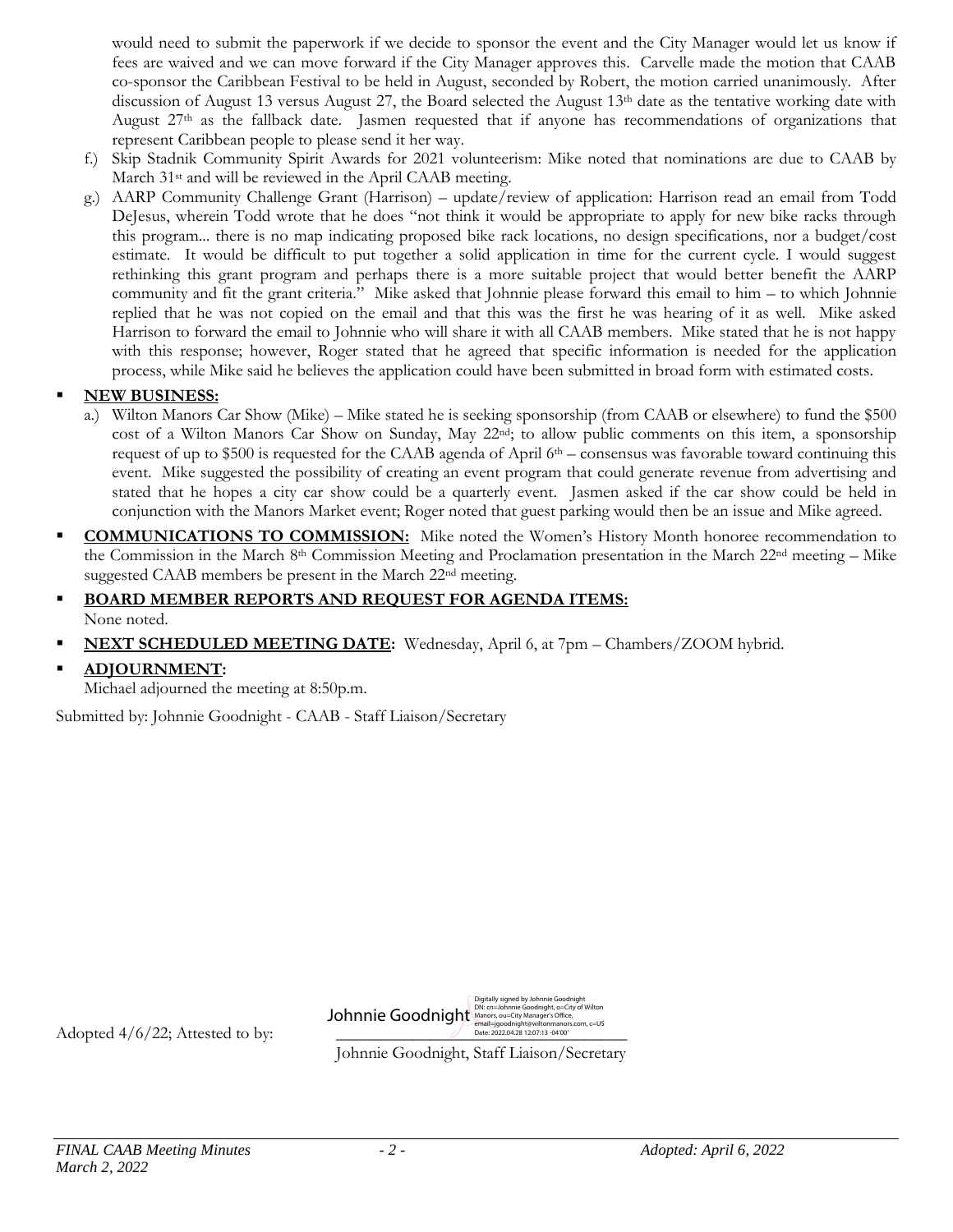would need to submit the paperwork if we decide to sponsor the event and the City Manager would let us know if fees are waived and we can move forward if the City Manager approves this. Carvelle made the motion that CAAB co-sponsor the Caribbean Festival to be held in August, seconded by Robert, the motion carried unanimously. After discussion of August 13 versus August 27, the Board selected the August 13th date as the tentative working date with August 27th as the fallback date. Jasmen requested that if anyone has recommendations of organizations that represent Caribbean people to please send it her way.

f.) Skip Stadnik Community Spirit Awards for 2021 volunteerism: Mike noted that nominations are due to CAAB by March 31st and will be reviewed in the April CAAB meeting.

g.) AARP Community Challenge Grant (Harrison) – update/review of application: Harrison read an email from Todd DeJesus, wherein Todd wrote that he does "not think it would be appropriate to apply for new bike racks through this program... there is no map indicating proposed bike rack locations, no design specifications, nor a budget/cost estimate. It would be difficult to put together a solid application in time for the current cycle. I would suggest rethinking this grant program and perhaps there is a more suitable project that would better benefit the AARP community and fit the grant criteria." Mike asked that Johnnie please forward this email to him – to which Johnnie replied that he was not copied on the email and that this was the first he was hearing of it as well. Mike asked Harrison to forward the email to Johnnie who will share it with all CAAB members. Mike stated that he is not happy with this response; however, Roger stated that he agreed that specific information is needed for the application process, while Mike said he believes the application could have been submitted in broad form with estimated costs.

- **NEW BUSINESS:**
  a.) Wilton Manors Car Show (Mike) – Mike stated he is seeking sponsorship (from CAAB or elsewhere) to fund the $500 cost of a Wilton Manors Car Show on Sunday, May 22nd; to allow public comments on this item, a sponsorship request of up to $500 is requested for the CAAB agenda of April 6th – consensus was favorable toward continuing this event. Mike suggested the possibility of creating an event program that could generate revenue from advertising and stated that he hopes a city car show could be a quarterly event. Jasmen asked if the car show could be held in conjunction with the Manors Market event; Roger noted that guest parking would then be an issue and Mike agreed.
- **COMMUNICATIONS TO COMMISSION:** Mike noted the Women's History Month honoree recommendation to the Commission in the March 8th Commission Meeting and Proclamation presentation in the March 22nd meeting – Mike suggested CAAB members be present in the March 22nd meeting.
- **BOARD MEMBER REPORTS AND REQUEST FOR AGENDA ITEMS:**
  None noted.
- **NEXT SCHEDULED MEETING DATE:** Wednesday, April 6, at 7pm – Chambers/ZOOM hybrid.
- **ADJOURNMENT:**
  Michael adjourned the meeting at 8:50p.m.

Submitted by: Johnnie Goodnight - CAAB - Staff Liaison/Secretary

Adopted 4/6/22; Attested to by:

Johnnie Goodnight
Digitally signed by Johnnie Goodnight
DN: cn=Johnnie Goodnight, o=City of Wilton Manors, ou=City Manager's Office, email=jgoodnight@wiltonmanors.com, c=US
Date: 2022.04.28 12:07:13 -04'00'

Johnnie Goodnight, Staff Liaison/Secretary